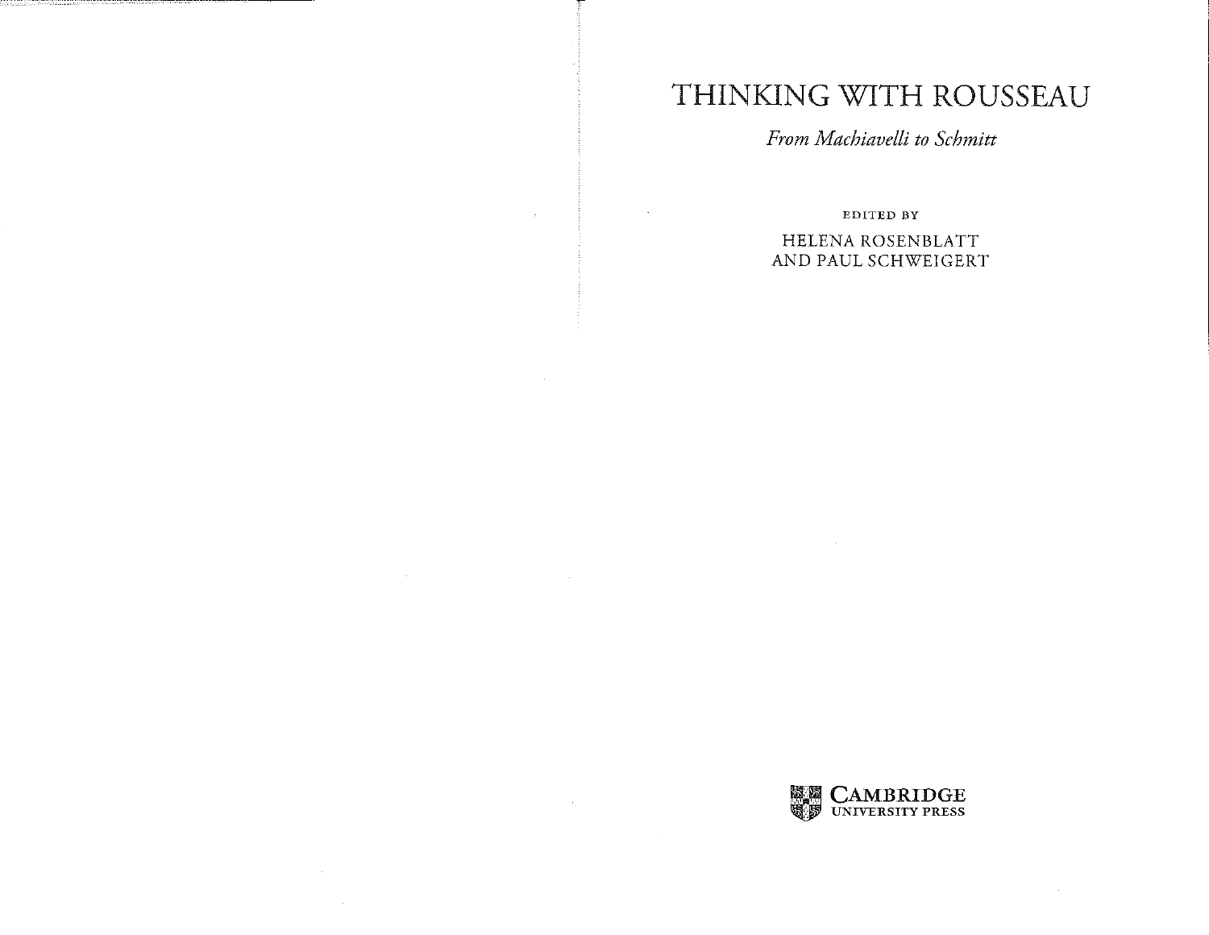# THINKING WITH ROUSSEAU

*From Machiavelli to Schmitt*

EDITED BY

HELENA ROSENBLATT
AND PAUL SCHWEIGERT

CAMBRIDGE
UNIVERSITY PRESS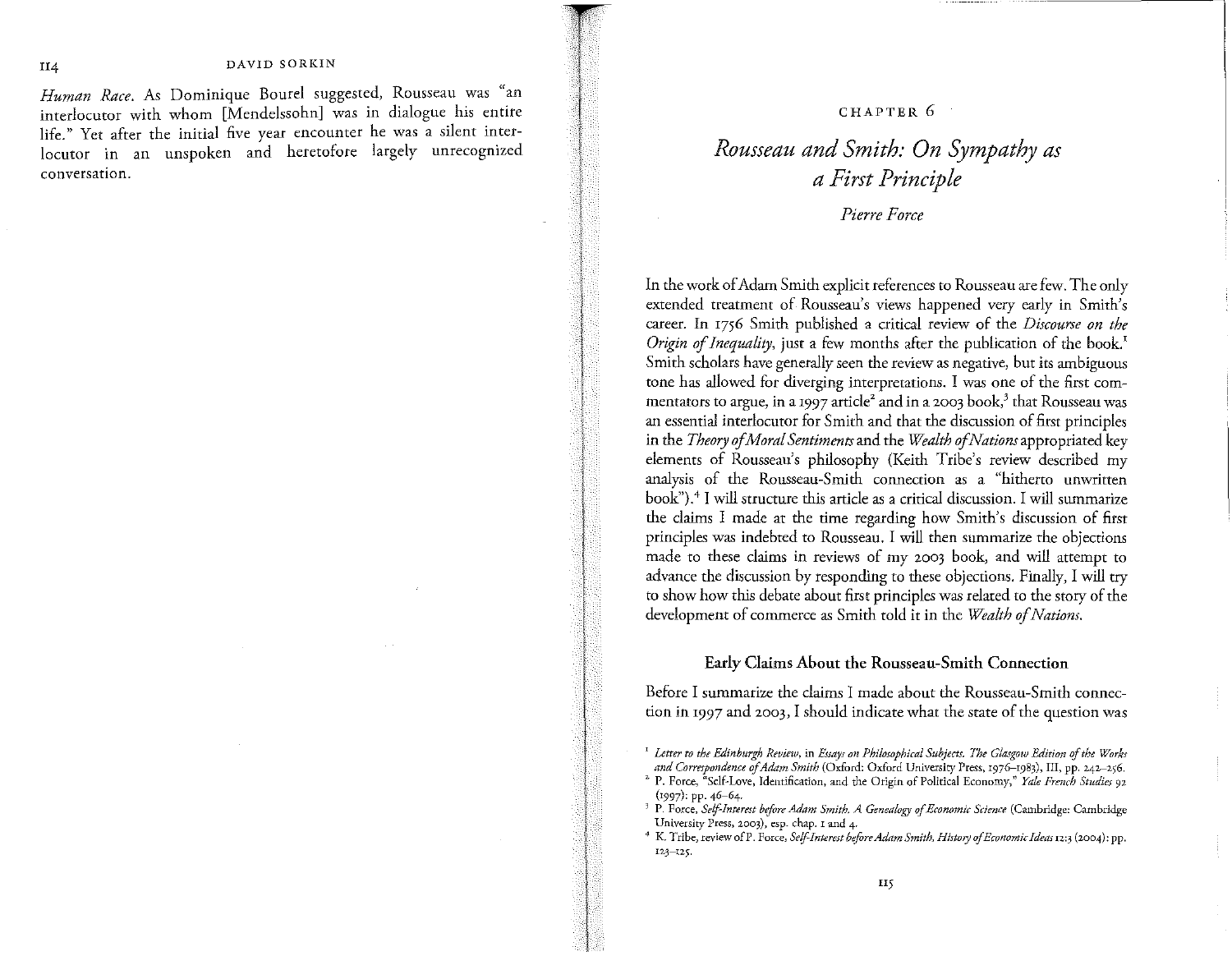*Human Race*. As Dominique Bourel suggested, Rousseau was "an interlocutor with whom [Mendelssohn] was in dialogue his entire life." Yet after the initial five year encounter he was a silent interlocutor in an unspoken and heretofore largely unrecognized conversation.

CHAPTER 6

# *Rousseau and Smith: On Sympathy as a First Principle*

*Pierre Force*

In the work of Adam Smith explicit references to Rousseau are few. The only extended treatment of Rousseau's views happened very early in Smith's career. In 1756 Smith published a critical review of the *Discourse on the Origin of Inequality*, just a few months after the publication of the book.[1] Smith scholars have generally seen the review as negative, but its ambiguous tone has allowed for diverging interpretations. I was one of the first commentators to argue, in a 1997 article[2] and in a 2003 book,[3] that Rousseau was an essential interlocutor for Smith and that the discussion of first principles in the *Theory of Moral Sentiments* and the *Wealth of Nations* appropriated key elements of Rousseau's philosophy (Keith Tribe's review described my analysis of the Rousseau-Smith connection as a "hitherto unwritten book").[4] I will structure this article as a critical discussion. I will summarize the claims I made at the time regarding how Smith's discussion of first principles was indebted to Rousseau. I will then summarize the objections made to these claims in reviews of my 2003 book, and will attempt to advance the discussion by responding to these objections. Finally, I will try to show how this debate about first principles was related to the story of the development of commerce as Smith told it in the *Wealth of Nations*.

## Early Claims About the Rousseau-Smith Connection

Before I summarize the claims I made about the Rousseau-Smith connection in 1997 and 2003, I should indicate what the state of the question was

[1] *Letter to the Edinburgh Review*, in *Essays on Philosophical Subjects. The Glasgow Edition of the Works and Correspondence of Adam Smith* (Oxford: Oxford University Press, 1976–1983), III, pp. 242–256.

[2] P. Force, "Self-Love, Identification, and the Origin of Political Economy," *Yale French Studies* 92 (1997): pp. 46–64.

[3] P. Force, *Self-Interest before Adam Smith. A Genealogy of Economic Science* (Cambridge: Cambridge University Press, 2003), esp. chap. 1 and 4.

[4] K. Tribe, review of P. Force, *Self-Interest before Adam Smith*, *History of Economic Ideas* 12:3 (2004): pp. 123–125.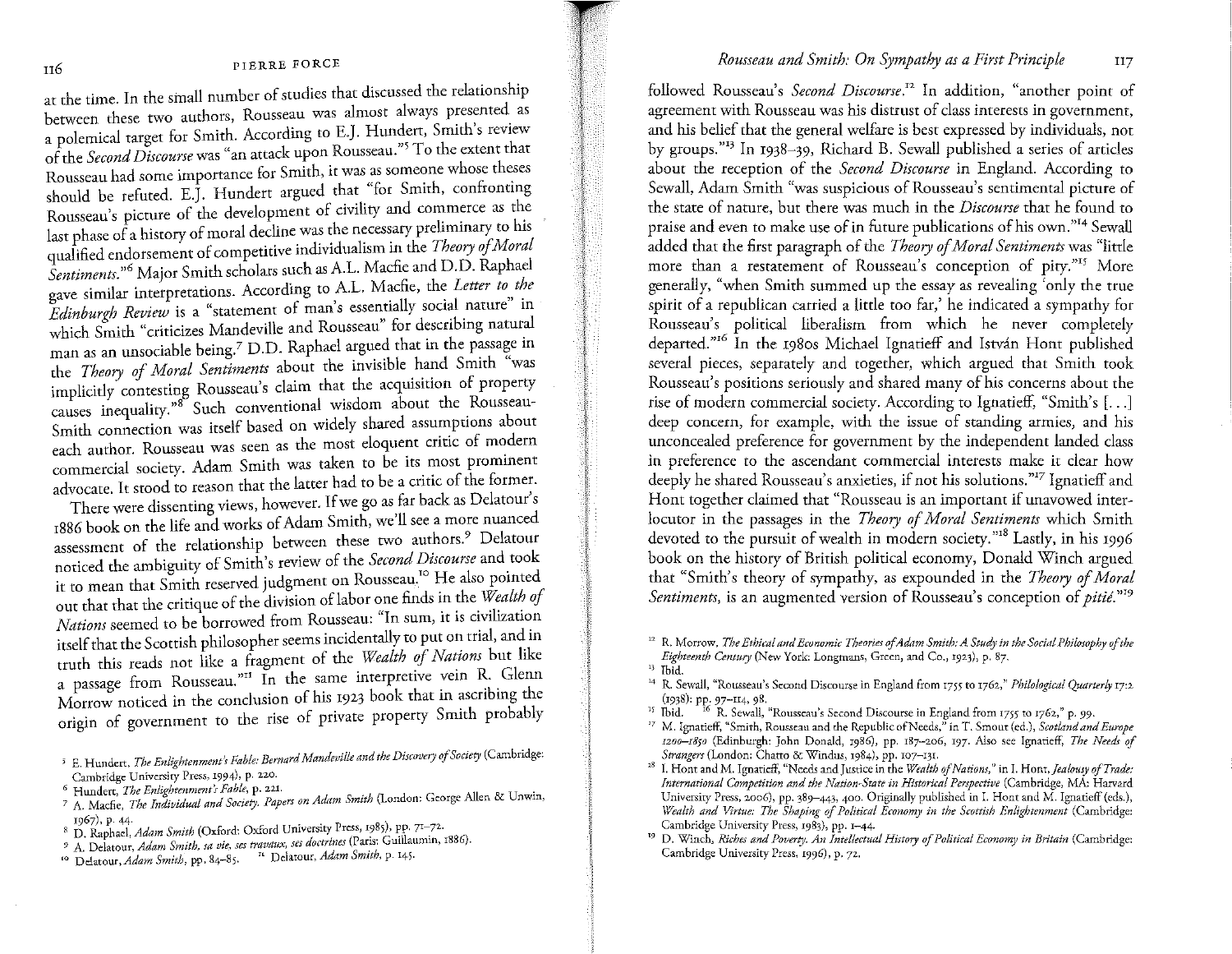at the time. In the small number of studies that discussed the relationship between these two authors, Rousseau was almost always presented as a polemical target for Smith. According to E.J. Hundert, Smith's review of the *Second Discourse* was "an attack upon Rousseau."[5] To the extent that Rousseau had some importance for Smith, it was as someone whose theses should be refuted. E.J. Hundert argued that "for Smith, confronting Rousseau's picture of the development of civility and commerce as the last phase of a history of moral decline was the necessary preliminary to his qualified endorsement of competitive individualism in the *Theory of Moral Sentiments*."[6] Major Smith scholars such as A.L. Macfie and D.D. Raphael gave similar interpretations. According to A.L. Macfie, the *Letter to the Edinburgh Review* is a "statement of man's essentially social nature" in which Smith "criticizes Mandeville and Rousseau" for describing natural man as an unsociable being.[7] D.D. Raphael argued that in the passage in the *Theory of Moral Sentiments* about the invisible hand Smith "was implicitly contesting Rousseau's claim that the acquisition of property causes inequality."[8] Such conventional wisdom about the Rousseau-Smith connection was itself based on widely shared assumptions about each author. Rousseau was seen as the most eloquent critic of modern commercial society. Adam Smith was taken to be its most prominent advocate. It stood to reason that the latter had to be a critic of the former.

There were dissenting views, however. If we go as far back as Delatour's 1886 book on the life and works of Adam Smith, we'll see a more nuanced assessment of the relationship between these two authors.[9] Delatour noticed the ambiguity of Smith's review of the *Second Discourse* and took it to mean that Smith reserved judgment on Rousseau.[10] He also pointed out that that the critique of the division of labor one finds in the *Wealth of Nations* seemed to be borrowed from Rousseau: "In sum, it is civilization itself that the Scottish philosopher seems incidentally to put on trial, and in truth this reads not like a fragment of the *Wealth of Nations* but like a passage from Rousseau."[11] In the same interpretive vein R. Glenn Morrow noticed in the conclusion of his 1923 book that in ascribing the origin of government to the rise of private property Smith probably followed Rousseau's *Second Discourse*.[12] In addition, "another point of agreement with Rousseau was his distrust of class interests in government, and his belief that the general welfare is best expressed by individuals, not by groups."[13] In 1938–39, Richard B. Sewall published a series of articles about the reception of the *Second Discourse* in England. According to Sewall, Adam Smith "was suspicious of Rousseau's sentimental picture of the state of nature, but there was much in the *Discourse* that he found to praise and even to make use of in future publications of his own."[14] Sewall added that the first paragraph of the *Theory of Moral Sentiments* was "little more than a restatement of Rousseau's conception of pity."[15] More generally, "when Smith summed up the essay as revealing 'only the true spirit of a republican carried a little too far,' he indicated a sympathy for Rousseau's political liberalism from which he never completely departed."[16] In the 1980s Michael Ignatieff and István Hont published several pieces, separately and together, which argued that Smith took Rousseau's positions seriously and shared many of his concerns about the rise of modern commercial society. According to Ignatieff, "Smith's [...] deep concern, for example, with the issue of standing armies, and his unconcealed preference for government by the independent landed class in preference to the ascendant commercial interests make it clear how deeply he shared Rousseau's anxieties, if not his solutions."[17] Ignatieff and Hont together claimed that "Rousseau is an important if unavowed interlocutor in the passages in the *Theory of Moral Sentiments* which Smith devoted to the pursuit of wealth in modern society."[18] Lastly, in his 1996 book on the history of British political economy, Donald Winch argued that "Smith's theory of sympathy, as expounded in the *Theory of Moral Sentiments*, is an augmented version of Rousseau's conception of *pitié*."[19]

---

[5] E. Hundert, *The Enlightenment's Fable: Bernard Mandeville and the Discovery of Society* (Cambridge: Cambridge University Press, 1994), p. 220.

[6] Hundert, *The Enlightenment's Fable*, p. 221.

[7] A. Macfie, *The Individual and Society. Papers on Adam Smith* (London: George Allen & Unwin, 1967), p. 44.

[8] D. Raphael, *Adam Smith* (Oxford: Oxford University Press, 1985), pp. 71–72.

[9] A. Delatour, *Adam Smith, sa vie, ses travaux, ses doctrines* (Paris: Guillaumin, 1886).

[10] Delatour, *Adam Smith*, pp. 84–85.

[11] Delatour, *Adam Smith*, p. 145.

[12] R. Morrow, *The Ethical and Economic Theories of Adam Smith: A Study in the Social Philosophy of the Eighteenth Century* (New York: Longmans, Green, and Co., 1923), p. 87.

[13] Ibid.

[14] R. Sewall, "Rousseau's Second Discourse in England from 1755 to 1762," *Philological Quarterly* 17:2 (1938): pp. 97–114, 98.

[15] Ibid.

[16] R. Sewall, "Rousseau's Second Discourse in England from 1755 to 1762," p. 99.

[17] M. Ignatieff, "Smith, Rousseau and the Republic of Needs," in T. Smout (ed.), *Scotland and Europe 1200–1850* (Edinburgh: John Donald, 1986), pp. 187–206, 197. Also see Ignatieff, *The Needs of Strangers* (London: Chatto & Windus, 1984), pp. 107–131.

[18] I. Hont and M. Ignatieff, "Needs and Justice in the *Wealth of Nations*," in I. Hont, *Jealousy of Trade: International Competition and the Nation-State in Historical Perspective* (Cambridge, MA: Harvard University Press, 2006), pp. 389–443, 400. Originally published in I. Hont and M. Ignatieff (eds.), *Wealth and Virtue: The Shaping of Political Economy in the Scottish Enlightenment* (Cambridge: Cambridge University Press, 1983), pp. 1–44.

[19] D. Winch, *Riches and Poverty. An Intellectual History of Political Economy in Britain* (Cambridge: Cambridge University Press, 1996), p. 72.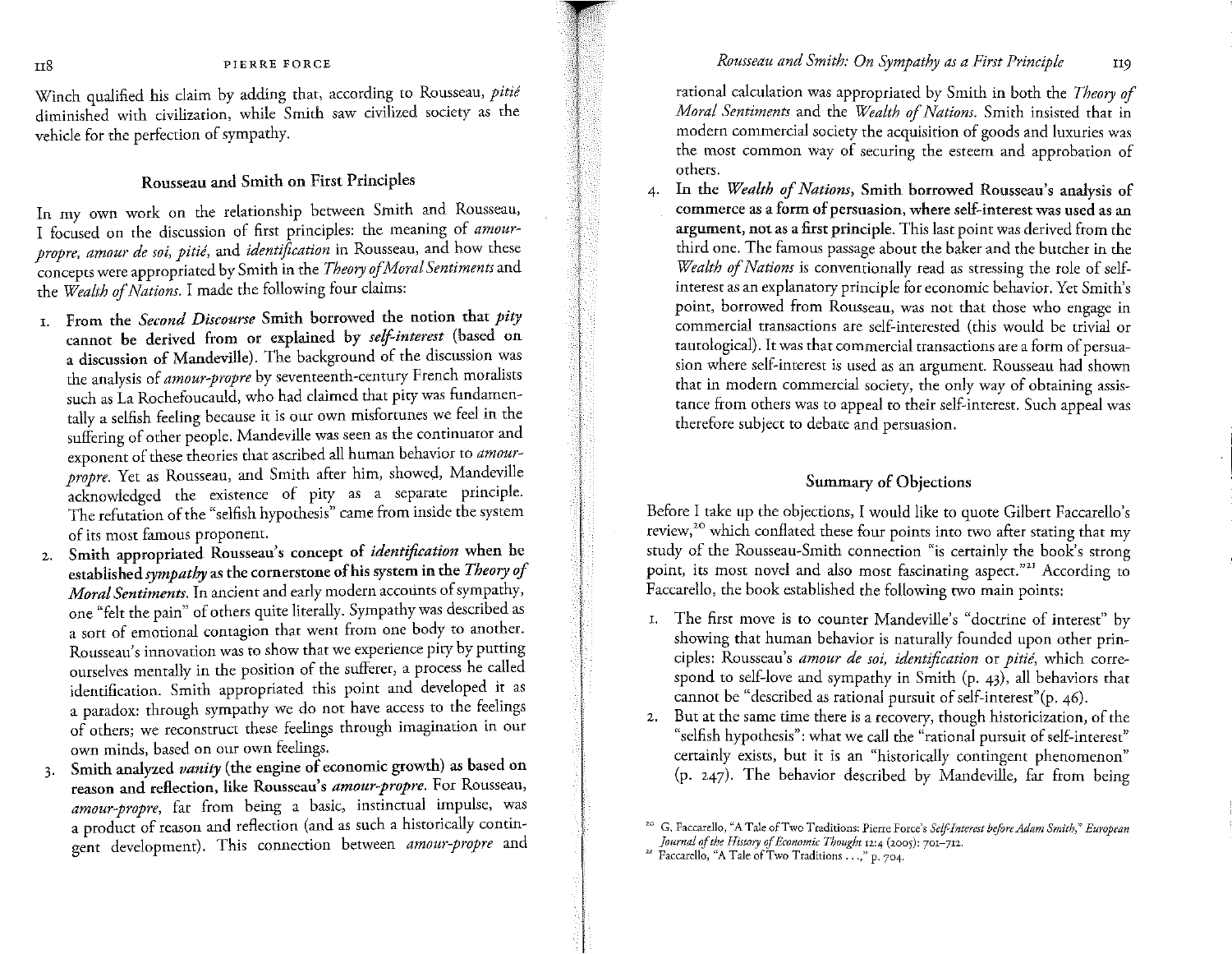Winch qualified his claim by adding that, according to Rousseau, *pitié* diminished with civilization, while Smith saw civilized society as the vehicle for the perfection of sympathy.

## Rousseau and Smith on First Principles

In my own work on the relationship between Smith and Rousseau, I focused on the discussion of first principles: the meaning of *amour-propre, amour de soi, pitié,* and *identification* in Rousseau, and how these concepts were appropriated by Smith in the *Theory of Moral Sentiments* and the *Wealth of Nations.* I made the following four claims:

1. **From the *Second Discourse* Smith borrowed the notion that *pity* cannot be derived from or explained by *self-interest*** (based on a discussion of Mandeville). The background of the discussion was the analysis of *amour-propre* by seventeenth-century French moralists such as La Rochefoucauld, who had claimed that pity was fundamentally a selfish feeling because it is our own misfortunes we feel in the suffering of other people. Mandeville was seen as the continuator and exponent of these theories that ascribed all human behavior to *amour-propre.* Yet as Rousseau, and Smith after him, showed, Mandeville acknowledged the existence of pity as a separate principle. The refutation of the "selfish hypothesis" came from inside the system of its most famous proponent.
2. **Smith appropriated Rousseau's concept of *identification* when he established *sympathy* as the cornerstone of his system in the *Theory of Moral Sentiments.*** In ancient and early modern accounts of sympathy, one "felt the pain" of others quite literally. Sympathy was described as a sort of emotional contagion that went from one body to another. Rousseau's innovation was to show that we experience pity by putting ourselves mentally in the position of the sufferer, a process he called identification. Smith appropriated this point and developed it as a paradox: through sympathy we do not have access to the feelings of others; we reconstruct these feelings through imagination in our own minds, based on our own feelings.
3. **Smith analyzed *vanity* (the engine of economic growth) as based on reason and reflection, like Rousseau's *amour-propre.*** For Rousseau, *amour-propre,* far from being a basic, instinctual impulse, was a product of reason and reflection (and as such a historically contingent development). This connection between *amour-propre* and rational calculation was appropriated by Smith in both the *Theory of Moral Sentiments* and the *Wealth of Nations.* Smith insisted that in modern commercial society the acquisition of goods and luxuries was the most common way of securing the esteem and approbation of others.
4. **In the *Wealth of Nations,* Smith borrowed Rousseau's analysis of commerce as a form of persuasion, where self-interest was used as an argument, not as a first principle.** This last point was derived from the third one. The famous passage about the baker and the butcher in the *Wealth of Nations* is conventionally read as stressing the role of self-interest as an explanatory principle for economic behavior. Yet Smith's point, borrowed from Rousseau, was not that those who engage in commercial transactions are self-interested (this would be trivial or tautological). It was that commercial transactions are a form of persuasion where self-interest is used as an argument. Rousseau had shown that in modern commercial society, the only way of obtaining assistance from others was to appeal to their self-interest. Such appeal was therefore subject to debate and persuasion.

## Summary of Objections

Before I take up the objections, I would like to quote Gilbert Faccarello's review,[20] which conflated these four points into two after stating that my study of the Rousseau-Smith connection "is certainly the book's strong point, its most novel and also most fascinating aspect."[21] According to Faccarello, the book established the following two main points:

1. The first move is to counter Mandeville's "doctrine of interest" by showing that human behavior is naturally founded upon other principles: Rousseau's *amour de soi, identification* or *pitié,* which correspond to self-love and sympathy in Smith (p. 43), all behaviors that cannot be "described as rational pursuit of self-interest"(p. 46).
2. But at the same time there is a recovery, though historicization, of the "selfish hypothesis": what we call the "rational pursuit of self-interest" certainly exists, but it is an "historically contingent phenomenon" (p. 247). The behavior described by Mandeville, far from being

[20] G. Faccarello, "A Tale of Two Traditions: Pierre Force's *Self-Interest before Adam Smith,*" *European Journal of the History of Economic Thought* 12:4 (2005): 701–712.

[21] Faccarello, "A Tale of Two Traditions . . .," p. 704.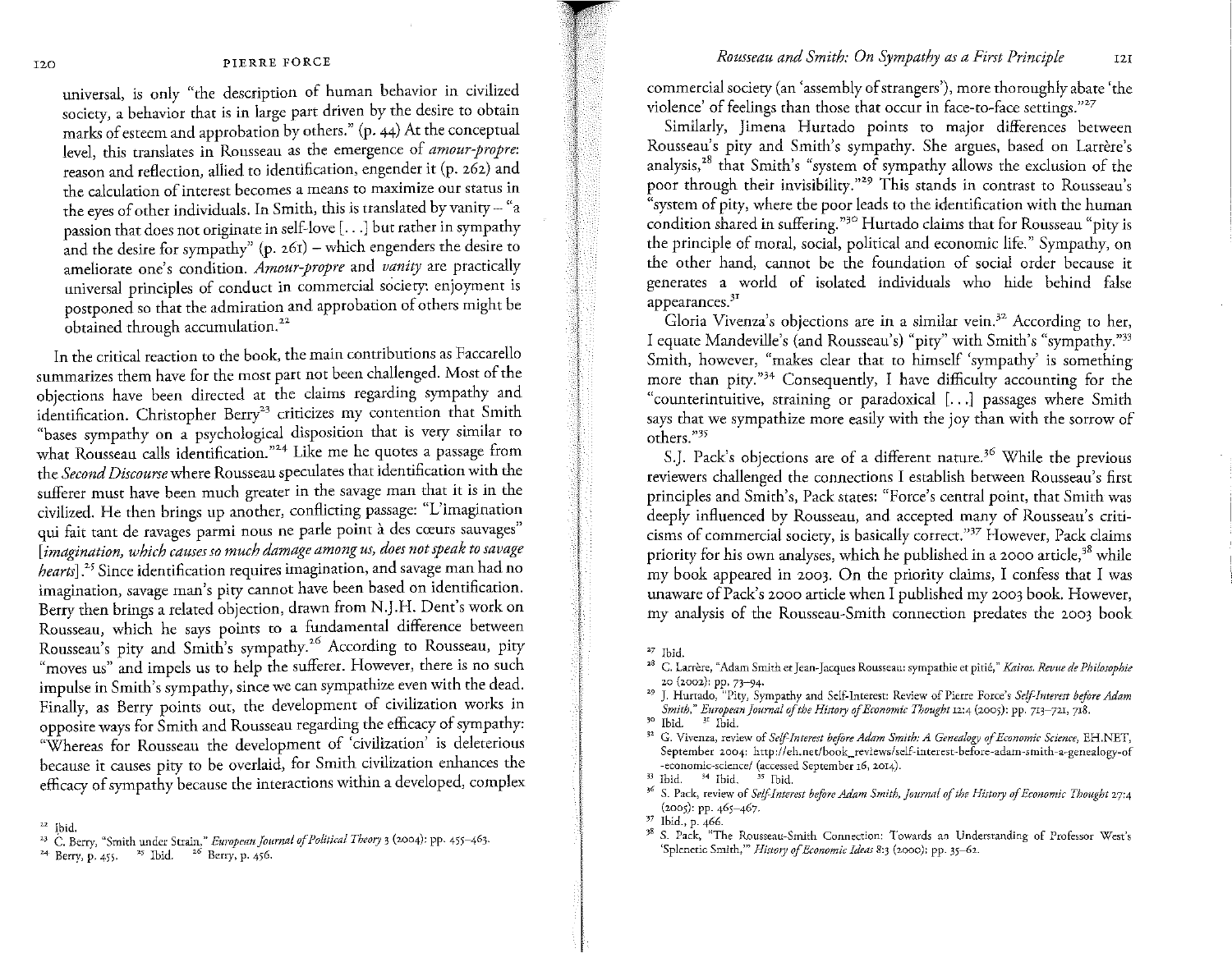universal, is only "the description of human behavior in civilized society, a behavior that is in large part driven by the desire to obtain marks of esteem and approbation by others." (p. 44) At the conceptual level, this translates in Rousseau as the emergence of *amour-propre*: reason and reflection, allied to identification, engender it (p. 262) and the calculation of interest becomes a means to maximize our status in the eyes of other individuals. In Smith, this is translated by vanity – "a passion that does not originate in self-love [. . .] but rather in sympathy and the desire for sympathy" (p. 261) – which engenders the desire to ameliorate one's condition. *Amour-propre* and *vanity* are practically universal principles of conduct in commercial society: enjoyment is postponed so that the admiration and approbation of others might be obtained through accumulation.[22]

In the critical reaction to the book, the main contributions as Faccarello summarizes them have for the most part not been challenged. Most of the objections have been directed at the claims regarding sympathy and identification. Christopher Berry[23] criticizes my contention that Smith "bases sympathy on a psychological disposition that is very similar to what Rousseau calls identification."[24] Like me he quotes a passage from the *Second Discourse* where Rousseau speculates that identification with the sufferer must have been much greater in the savage man that it is in the civilized. He then brings up another, conflicting passage: "L'imagination qui fait tant de ravages parmi nous ne parle point à des cœurs sauvages" [*imagination, which causes so much damage among us, does not speak to savage hearts*].[25] Since identification requires imagination, and savage man had no imagination, savage man's pity cannot have been based on identification. Berry then brings a related objection, drawn from N.J.H. Dent's work on Rousseau, which he says points to a fundamental difference between Rousseau's pity and Smith's sympathy.[26] According to Rousseau, pity "moves us" and impels us to help the sufferer. However, there is no such impulse in Smith's sympathy, since we can sympathize even with the dead. Finally, as Berry points out, the development of civilization works in opposite ways for Smith and Rousseau regarding the efficacy of sympathy: "Whereas for Rousseau the development of 'civilization' is deleterious because it causes pity to be overlaid, for Smith civilization enhances the efficacy of sympathy because the interactions within a developed, complex commercial society (an 'assembly of strangers'), more thoroughly abate 'the violence' of feelings than those that occur in face-to-face settings."[27]

Similarly, Jimena Hurtado points to major differences between Rousseau's pity and Smith's sympathy. She argues, based on Larrère's analysis,[28] that Smith's "system of sympathy allows the exclusion of the poor through their invisibility."[29] This stands in contrast to Rousseau's "system of pity, where the poor leads to the identification with the human condition shared in suffering."[30] Hurtado claims that for Rousseau "pity is the principle of moral, social, political and economic life." Sympathy, on the other hand, cannot be the foundation of social order because it generates a world of isolated individuals who hide behind false appearances.[31]

Gloria Vivenza's objections are in a similar vein.[32] According to her, I equate Mandeville's (and Rousseau's) "pity" with Smith's "sympathy."[33] Smith, however, "makes clear that to himself 'sympathy' is something more than pity."[34] Consequently, I have difficulty accounting for the "counterintuitive, straining or paradoxical [. . .] passages where Smith says that we sympathize more easily with the joy than with the sorrow of others."[35]

S.J. Pack's objections are of a different nature.[36] While the previous reviewers challenged the connections I establish between Rousseau's first principles and Smith's, Pack states: "Force's central point, that Smith was deeply influenced by Rousseau, and accepted many of Rousseau's criticisms of commercial society, is basically correct."[37] However, Pack claims priority for his own analyses, which he published in a 2000 article,[38] while my book appeared in 2003. On the priority claims, I confess that I was unaware of Pack's 2000 article when I published my 2003 book. However, my analysis of the Rousseau-Smith connection predates the 2003 book

[22] Ibid.

[23] C. Berry, "Smith under Strain," *European Journal of Political Theory* 3 (2004): pp. 455–463.

[24] Berry, p. 455. [25] Ibid. [26] Berry, p. 456.

[27] Ibid.

[28] C. Larrère, "Adam Smith et Jean-Jacques Rousseau: sympathie et pitié," *Kairos. Revue de Philosophie* 20 (2002): pp. 73–94.

[29] J. Hurtado, "Pity, Sympathy and Self-Interest: Review of Pierre Force's *Self-Interest before Adam Smith*," *European Journal of the History of Economic Thought* 12:4 (2005): pp. 713–721, 718.

[30] Ibid. [31] Ibid.

[32] G. Vivenza, review of *Self-Interest before Adam Smith: A Genealogy of Economic Science*, EH.NET, September 2004: http://eh.net/book_reviews/self-interest-before-adam-smith-a-genealogy-of-economic-science/ (accessed September 16, 2014).

[33] Ibid. [34] Ibid. [35] Ibid.

[36] S. Pack, review of *Self-Interest before Adam Smith*, *Journal of the History of Economic Thought* 27:4 (2005): pp. 465–467.

[37] Ibid., p. 466.

[38] S. Pack, "The Rousseau-Smith Connection: Towards an Understanding of Professor West's 'Splenetic Smith,'" *History of Economic Ideas* 8:3 (2000): pp. 35–62.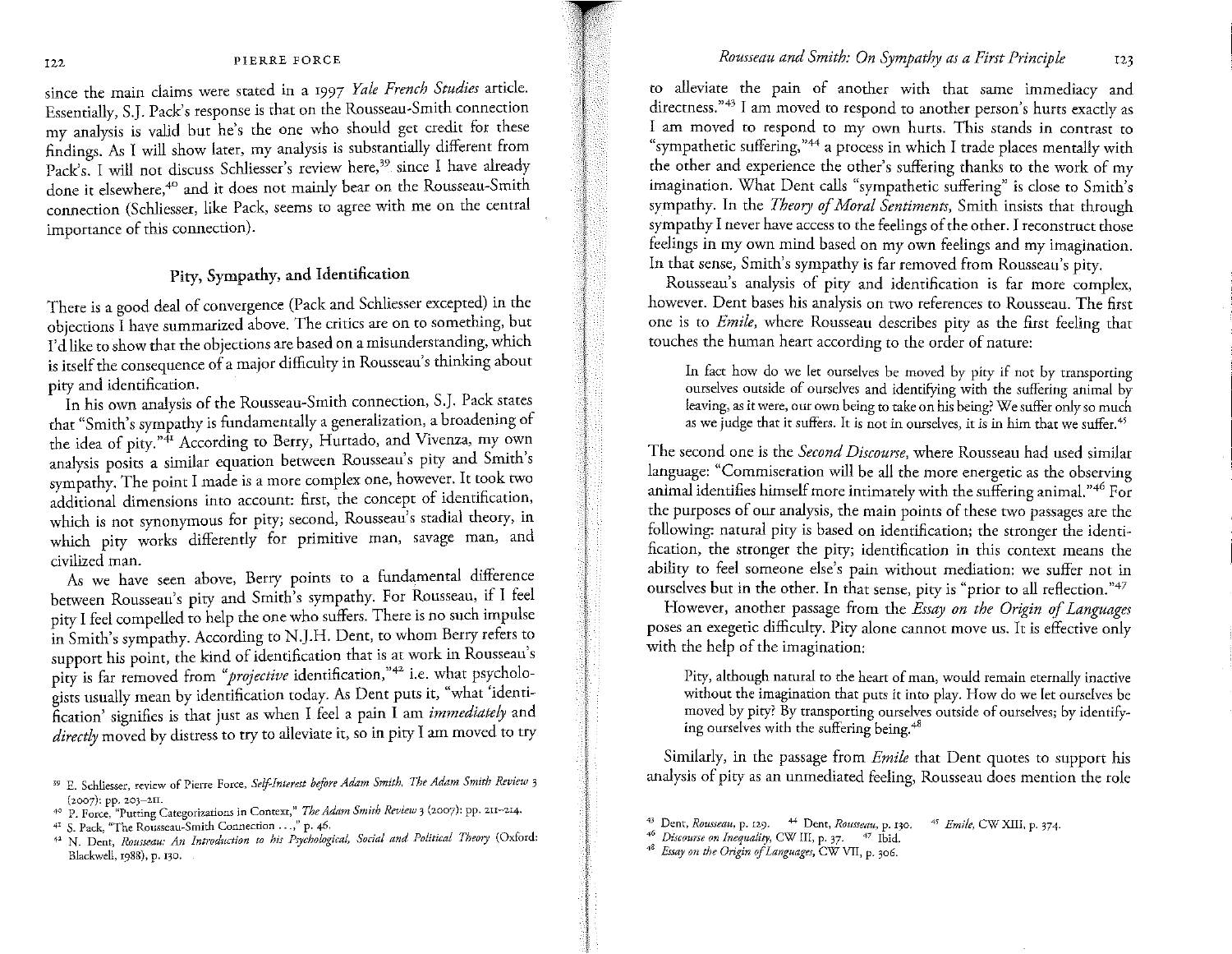since the main claims were stated in a 1997 *Yale French Studies* article. Essentially, S.J. Pack's response is that on the Rousseau-Smith connection my analysis is valid but he's the one who should get credit for these findings. As I will show later, my analysis is substantially different from Pack's. I will not discuss Schliesser's review here,[39] since I have already done it elsewhere,[40] and it does not mainly bear on the Rousseau-Smith connection (Schliesser, like Pack, seems to agree with me on the central importance of this connection).

## Pity, Sympathy, and Identification

There is a good deal of convergence (Pack and Schliesser excepted) in the objections I have summarized above. The critics are on to something, but I'd like to show that the objections are based on a misunderstanding, which is itself the consequence of a major difficulty in Rousseau's thinking about pity and identification.

In his own analysis of the Rousseau-Smith connection, S.J. Pack states that "Smith's sympathy is fundamentally a generalization, a broadening of the idea of pity."[41] According to Berry, Hurtado, and Vivenza, my own analysis posits a similar equation between Rousseau's pity and Smith's sympathy. The point I made is a more complex one, however. It took two additional dimensions into account: first, the concept of identification, which is not synonymous for pity; second, Rousseau's stadial theory, in which pity works differently for primitive man, savage man, and civilized man.

As we have seen above, Berry points to a fundamental difference between Rousseau's pity and Smith's sympathy. For Rousseau, if I feel pity I feel compelled to help the one who suffers. There is no such impulse in Smith's sympathy. According to N.J.H. Dent, to whom Berry refers to support his point, the kind of identification that is at work in Rousseau's pity is far removed from "*projective* identification,"[42] i.e. what psychologists usually mean by identification today. As Dent puts it, "what 'identification' signifies is that just as when I feel a pain I am *immediately* and *directly* moved by distress to try to alleviate it, so in pity I am moved to try to alleviate the pain of another with that same immediacy and directness."[43] I am moved to respond to another person's hurts exactly as I am moved to respond to my own hurts. This stands in contrast to "sympathetic suffering,"[44] a process in which I trade places mentally with the other and experience the other's suffering thanks to the work of my imagination. What Dent calls "sympathetic suffering" is close to Smith's sympathy. In the *Theory of Moral Sentiments*, Smith insists that through sympathy I never have access to the feelings of the other. I reconstruct those feelings in my own mind based on my own feelings and my imagination. In that sense, Smith's sympathy is far removed from Rousseau's pity.

Rousseau's analysis of pity and identification is far more complex, however. Dent bases his analysis on two references to Rousseau. The first one is to *Emile*, where Rousseau describes pity as the first feeling that touches the human heart according to the order of nature:

> In fact how do we let ourselves be moved by pity if not by transporting ourselves outside of ourselves and identifying with the suffering animal by leaving, as it were, our own being to take on his being? We suffer only so much as we judge that it suffers. It is not in ourselves, it is in him that we suffer.[45]

The second one is the *Second Discourse*, where Rousseau had used similar language: "Commiseration will be all the more energetic as the observing animal identifies himself more intimately with the suffering animal."[46] For the purposes of our analysis, the main points of these two passages are the following: natural pity is based on identification; the stronger the identification, the stronger the pity; identification in this context means the ability to feel someone else's pain without mediation: we suffer not in ourselves but in the other. In that sense, pity is "prior to all reflection."[47]

However, another passage from the *Essay on the Origin of Languages* poses an exegetic difficulty. Pity alone cannot move us. It is effective only with the help of the imagination:

> Pity, although natural to the heart of man, would remain eternally inactive without the imagination that puts it into play. How do we let ourselves be moved by pity? By transporting ourselves outside of ourselves; by identifying ourselves with the suffering being.[48]

Similarly, in the passage from *Emile* that Dent quotes to support his analysis of pity as an unmediated feeling, Rousseau does mention the role

[39] E. Schliesser, review of Pierre Force, *Self-Interest before Adam Smith*, *The Adam Smith Review* 3 (2007): pp. 203–211.

[40] P. Force, "Putting Categorizations in Context," *The Adam Smith Review* 3 (2007): pp. 211–214.

[41] S. Pack, "The Rousseau-Smith Connection ...," p. 46.

[42] N. Dent, *Rousseau: An Introduction to his Psychological, Social and Political Theory* (Oxford: Blackwell, 1988), p. 130.

[43] Dent, *Rousseau*, p. 129. [44] Dent, *Rousseau*, p. 130. [45] *Emile*, CW XIII, p. 374.

[46] *Discourse on Inequality*, CW III, p. 37. [47] Ibid.

[48] *Essay on the Origin of Languages*, CW VII, p. 306.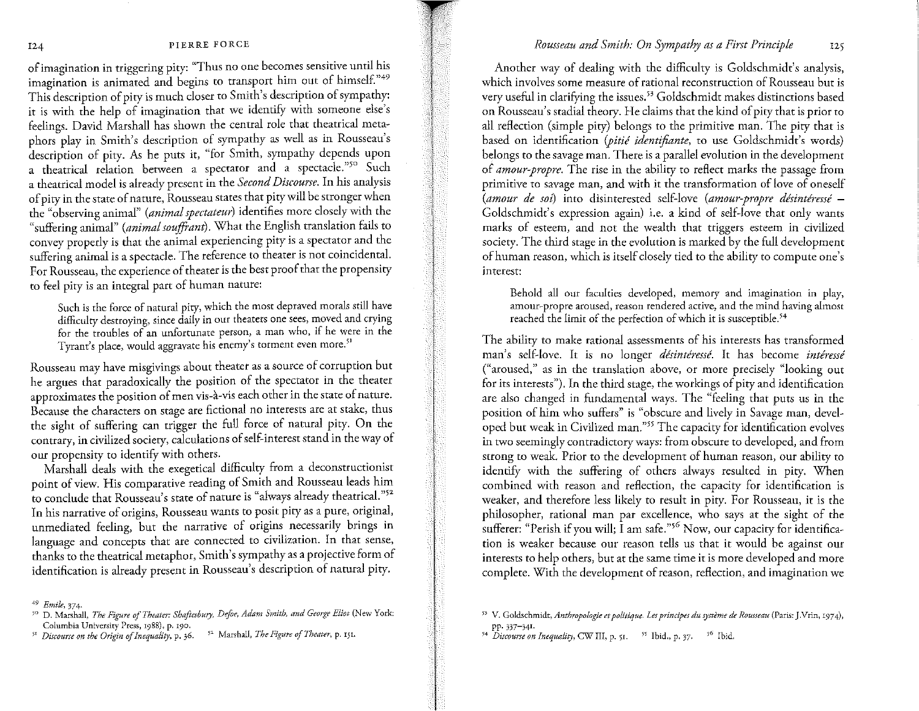of imagination in triggering pity: "Thus no one becomes sensitive until his imagination is animated and begins to transport him out of himself."[49] This description of pity is much closer to Smith's description of sympathy: it is with the help of imagination that we identify with someone else's feelings. David Marshall has shown the central role that theatrical metaphors play in Smith's description of sympathy as well as in Rousseau's description of pity. As he puts it, "for Smith, sympathy depends upon a theatrical relation between a spectator and a spectacle."[50] Such a theatrical model is already present in the *Second Discourse*. In his analysis of pity in the state of nature, Rousseau states that pity will be stronger when the "observing animal" (*animal spectateur*) identifies more closely with the "suffering animal" (*animal souffrant*). What the English translation fails to convey properly is that the animal experiencing pity is a spectator and the suffering animal is a spectacle. The reference to theater is not coincidental. For Rousseau, the experience of theater is the best proof that the propensity to feel pity is an integral part of human nature:

> Such is the force of natural pity, which the most depraved morals still have difficulty destroying, since daily in our theaters one sees, moved and crying for the troubles of an unfortunate person, a man who, if he were in the Tyrant's place, would aggravate his enemy's torment even more.[51]

Rousseau may have misgivings about theater as a source of corruption but he argues that paradoxically the position of the spectator in the theater approximates the position of men vis-à-vis each other in the state of nature. Because the characters on stage are fictional no interests are at stake, thus the sight of suffering can trigger the full force of natural pity. On the contrary, in civilized society, calculations of self-interest stand in the way of our propensity to identify with others.

Marshall deals with the exegetical difficulty from a deconstructionist point of view. His comparative reading of Smith and Rousseau leads him to conclude that Rousseau's state of nature is "always already theatrical."[52] In his narrative of origins, Rousseau wants to posit pity as a pure, original, unmediated feeling, but the narrative of origins necessarily brings in language and concepts that are connected to civilization. In that sense, thanks to the theatrical metaphor, Smith's sympathy as a projective form of identification is already present in Rousseau's description of natural pity.

Another way of dealing with the difficulty is Goldschmidt's analysis, which involves some measure of rational reconstruction of Rousseau but is very useful in clarifying the issues.[53] Goldschmidt makes distinctions based on Rousseau's stadial theory. He claims that the kind of pity that is prior to all reflection (simple pity) belongs to the primitive man. The pity that is based on identification (*pitié identifiante*, to use Goldschmidt's words) belongs to the savage man. There is a parallel evolution in the development of *amour-propre*. The rise in the ability to reflect marks the passage from primitive to savage man, and with it the transformation of love of oneself (*amour de soi*) into disinterested self-love (*amour-propre désintéressé* – Goldschmidt's expression again) i.e. a kind of self-love that only wants marks of esteem, and not the wealth that triggers esteem in civilized society. The third stage in the evolution is marked by the full development of human reason, which is itself closely tied to the ability to compute one's interest:

> Behold all our faculties developed, memory and imagination in play, amour-propre aroused, reason rendered active, and the mind having almost reached the limit of the perfection of which it is susceptible.[54]

The ability to make rational assessments of his interests has transformed man's self-love. It is no longer *désintéressé*. It has become *intéressé* ("aroused," as in the translation above, or more precisely "looking out for its interests"). In the third stage, the workings of pity and identification are also changed in fundamental ways. The "feeling that puts us in the position of him who suffers" is "obscure and lively in Savage man, developed but weak in Civilized man."[55] The capacity for identification evolves in two seemingly contradictory ways: from obscure to developed, and from strong to weak. Prior to the development of human reason, our ability to identify with the suffering of others always resulted in pity. When combined with reason and reflection, the capacity for identification is weaker, and therefore less likely to result in pity. For Rousseau, it is the philosopher, rational man par excellence, who says at the sight of the sufferer: "Perish if you will; I am safe."[56] Now, our capacity for identification is weaker because our reason tells us that it would be against our interests to help others, but at the same time it is more developed and more complete. With the development of reason, reflection, and imagination we

---

[49] *Emile*, 374.

[50] D. Marshall, *The Figure of Theater: Shaftesbury, Defoe, Adam Smith, and George Eliot* (New York: Columbia University Press, 1988), p. 190.

[51] *Discourse on the Origin of Inequality*, p. 36.

[52] Marshall, *The Figure of Theater*, p. 151.

[53] V. Goldschmidt, *Anthropologie et politique. Les principes du système de Rousseau* (Paris: J.Vrin, 1974), pp. 337–341.

[54] *Discourse on Inequality*, CW III, p. 51.

[55] Ibid., p. 37.

[56] Ibid.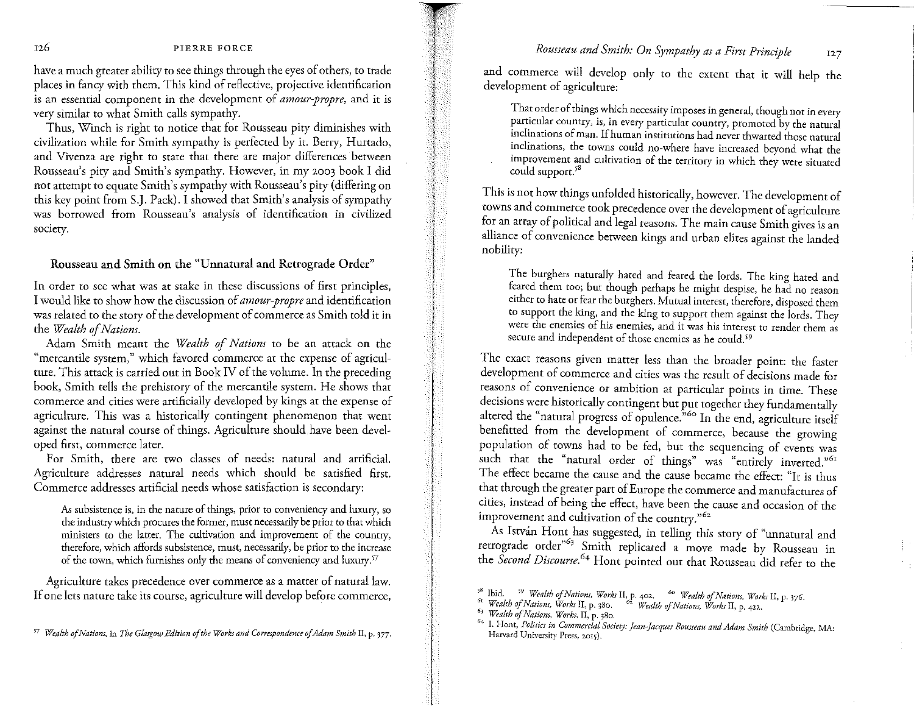have a much greater ability to see things through the eyes of others, to trade places in fancy with them. This kind of reflective, projective identification is an essential component in the development of *amour-propre*, and it is very similar to what Smith calls sympathy.

Thus, Winch is right to notice that for Rousseau pity diminishes with civilization while for Smith sympathy is perfected by it. Berry, Hurtado, and Vivenza are right to state that there are major differences between Rousseau's pity and Smith's sympathy. However, in my 2003 book I did not attempt to equate Smith's sympathy with Rousseau's pity (differing on this key point from S.J. Pack). I showed that Smith's analysis of sympathy was borrowed from Rousseau's analysis of identification in civilized society.

## Rousseau and Smith on the "Unnatural and Retrograde Order"

In order to see what was at stake in these discussions of first principles, I would like to show how the discussion of *amour-propre* and identification was related to the story of the development of commerce as Smith told it in the *Wealth of Nations*.

Adam Smith meant the *Wealth of Nations* to be an attack on the "mercantile system," which favored commerce at the expense of agriculture. This attack is carried out in Book IV of the volume. In the preceding book, Smith tells the prehistory of the mercantile system. He shows that commerce and cities were artificially developed by kings at the expense of agriculture. This was a historically contingent phenomenon that went against the natural course of things. Agriculture should have been developed first, commerce later.

For Smith, there are two classes of needs: natural and artificial. Agriculture addresses natural needs which should be satisfied first. Commerce addresses artificial needs whose satisfaction is secondary:

> As subsistence is, in the nature of things, prior to conveniency and luxury, so the industry which procures the former, must necessarily be prior to that which ministers to the latter. The cultivation and improvement of the country, therefore, which affords subsistence, must, necessarily, be prior to the increase of the town, which furnishes only the means of conveniency and luxury.[57]

Agriculture takes precedence over commerce as a matter of natural law. If one lets nature take its course, agriculture will develop before commerce, and commerce will develop only to the extent that it will help the development of agriculture:

> That order of things which necessity imposes in general, though not in every particular country, is, in every particular country, promoted by the natural inclinations of man. If human institutions had never thwarted those natural inclinations, the towns could no-where have increased beyond what the improvement and cultivation of the territory in which they were situated could support.[58]

This is not how things unfolded historically, however. The development of towns and commerce took precedence over the development of agriculture for an array of political and legal reasons. The main cause Smith gives is an alliance of convenience between kings and urban elites against the landed nobility:

> The burghers naturally hated and feared the lords. The king hated and feared them too; but though perhaps he might despise, he had no reason either to hate or fear the burghers. Mutual interest, therefore, disposed them to support the king, and the king to support them against the lords. They were the enemies of his enemies, and it was his interest to render them as secure and independent of those enemies as he could.[59]

The exact reasons given matter less than the broader point: the faster development of commerce and cities was the result of decisions made for reasons of convenience or ambition at particular points in time. These decisions were historically contingent but put together they fundamentally altered the "natural progress of opulence."[60] In the end, agriculture itself benefitted from the development of commerce, because the growing population of towns had to be fed, but the sequencing of events was such that the "natural order of things" was "entirely inverted."[61] The effect became the cause and the cause became the effect: "It is thus that through the greater part of Europe the commerce and manufactures of cities, instead of being the effect, have been the cause and occasion of the improvement and cultivation of the country."[62]

As István Hont has suggested, in telling this story of "unnatural and retrograde order"[63] Smith replicated a move made by Rousseau in the *Second Discourse*.[64] Hont pointed out that Rousseau did refer to the

---

[57] *Wealth of Nations*, in *The Glasgow Edition of the Works and Correspondence of Adam Smith* II, p. 377.

[58] Ibid. [59] *Wealth of Nations, Works* II, p. 402. [60] *Wealth of Nations, Works* II, p. 376.
[61] *Wealth of Nations, Works* II, p. 380. [62] *Wealth of Nations, Works* II, p. 422.
[63] *Wealth of Nations, Works*, II, p. 380.
[64] I. Hont, *Politics in Commercial Society: Jean-Jacques Rousseau and Adam Smith* (Cambridge, MA: Harvard University Press, 2015).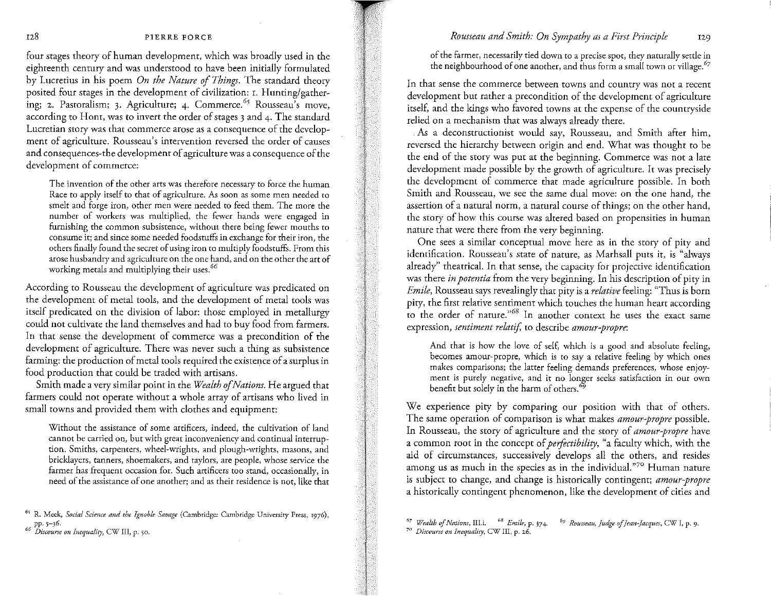four stages theory of human development, which was broadly used in the eighteenth century and was understood to have been initially formulated by Lucretius in his poem *On the Nature of Things*. The standard theory posited four stages in the development of civilization: 1. Hunting/gathering; 2. Pastoralism; 3. Agriculture; 4. Commerce.[65] Rousseau's move, according to Hont, was to invert the order of stages 3 and 4. The standard Lucretian story was that commerce arose as a consequence of the development of agriculture. Rousseau's intervention reversed the order of causes and consequences-the development of agriculture was a consequence of the development of commerce:

> The invention of the other arts was therefore necessary to force the human Race to apply itself to that of agriculture. As soon as some men needed to smelt and forge iron, other men were needed to feed them. The more the number of workers was multiplied, the fewer hands were engaged in furnishing the common subsistence, without there being fewer mouths to consume it; and since some needed foodstuffs in exchange for their iron, the others finally found the secret of using iron to multiply foodstuffs. From this arose husbandry and agriculture on the one hand, and on the other the art of working metals and multiplying their uses.[66]

According to Rousseau the development of agriculture was predicated on the development of metal tools, and the development of metal tools was itself predicated on the division of labor: those employed in metallurgy could not cultivate the land themselves and had to buy food from farmers. In that sense the development of commerce was a precondition of the development of agriculture. There was never such a thing as subsistence farming: the production of metal tools required the existence of a surplus in food production that could be traded with artisans.

Smith made a very similar point in the *Wealth of Nations*. He argued that farmers could not operate without a whole array of artisans who lived in small towns and provided them with clothes and equipment:

> Without the assistance of some artificers, indeed, the cultivation of land cannot be carried on, but with great inconveniency and continual interruption. Smiths, carpenters, wheel-wrights, and plough-wrights, masons, and bricklayers, tanners, shoemakers, and taylors, are people, whose service the farmer has frequent occasion for. Such artificers too stand, occasionally, in need of the assistance of one another; and as their residence is not, like that of the farmer, necessarily tied down to a precise spot, they naturally settle in the neighbourhood of one another, and thus form a small town or village.[67]

In that sense the commerce between towns and country was not a recent development but rather a precondition of the development of agriculture itself, and the kings who favored towns at the expense of the countryside relied on a mechanism that was always already there.

As a deconstructionist would say, Rousseau, and Smith after him, reversed the hierarchy between origin and end. What was thought to be the end of the story was put at the beginning. Commerce was not a late development made possible by the growth of agriculture. It was precisely the development of commerce that made agriculture possible. In both Smith and Rousseau, we see the same dual move: on the one hand, the assertion of a natural norm, a natural course of things; on the other hand, the story of how this course was altered based on propensities in human nature that were there from the very beginning.

One sees a similar conceptual move here as in the story of pity and identification. Rousseau's state of nature, as Marhsall puts it, is "always already" theatrical. In that sense, the capacity for projective identification was there *in potentia* from the very beginning. In his description of pity in *Emile*, Rousseau says revealingly that pity is a *relative* feeling: "Thus is born pity, the first relative sentiment which touches the human heart according to the order of nature."[68] In another context he uses the exact same expression, *sentiment relatif*, to describe *amour-propre*:

> And that is how the love of self, which is a good and absolute feeling, becomes amour-propre, which is to say a relative feeling by which ones makes comparisons; the latter feeling demands preferences, whose enjoyment is purely negative, and it no longer seeks satisfaction in our own benefit but solely in the harm of others.[69]

We experience pity by comparing our position with that of others. The same operation of comparison is what makes *amour-propre* possible. In Rousseau, the story of agriculture and the story of *amour-propre* have a common root in the concept of *perfectibility*, "a faculty which, with the aid of circumstances, successively develops all the others, and resides among us as much in the species as in the individual."[70] Human nature is subject to change, and change is historically contingent; *amour-propre* a historically contingent phenomenon, like the development of cities and

[65] R. Meek, *Social Science and the Ignoble Savage* (Cambridge: Cambridge University Press, 1976), pp. 5–36.

[66] *Discourse on Inequality*, CW III, p. 50.

[67] *Wealth of Nations*, III.i.

[68] *Emile*, p. 374.

[69] *Rousseau, Judge of Jean-Jacques*, CW I, p. 9.

[70] *Discourse on Inequality*, CW III, p. 26.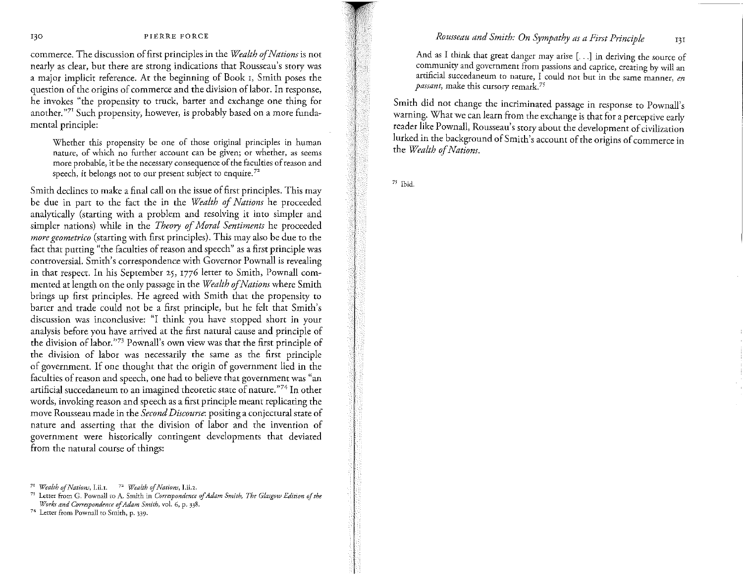commerce. The discussion of first principles in the *Wealth of Nations* is not nearly as clear, but there are strong indications that Rousseau's story was a major implicit reference. At the beginning of Book 1, Smith poses the question of the origins of commerce and the division of labor. In response, he invokes "the propensity to truck, barter and exchange one thing for another."[71] Such propensity, however, is probably based on a more fundamental principle:

> Whether this propensity be one of those original principles in human nature, of which no further account can be given; or whether, as seems more probable, it be the necessary consequence of the faculties of reason and speech, it belongs not to our present subject to enquire.[72]

Smith declines to make a final call on the issue of first principles. This may be due in part to the fact the in the *Wealth of Nations* he proceeded analytically (starting with a problem and resolving it into simpler and simpler nations) while in the *Theory of Moral Sentiments* he proceeded *more geometrico* (starting with first principles). This may also be due to the fact that putting "the faculties of reason and speech" as a first principle was controversial. Smith's correspondence with Governor Pownall is revealing in that respect. In his September 25, 1776 letter to Smith, Pownall commented at length on the only passage in the *Wealth of Nations* where Smith brings up first principles. He agreed with Smith that the propensity to barter and trade could not be a first principle, but he felt that Smith's discussion was inconclusive: "I think you have stopped short in your analysis before you have arrived at the first natural cause and principle of the division of labor."[73] Pownall's own view was that the first principle of the division of labor was necessarily the same as the first principle of government. If one thought that the origin of government lied in the faculties of reason and speech, one had to believe that government was "an artificial succedaneum to an imagined theoretic state of nature."[74] In other words, invoking reason and speech as a first principle meant replicating the move Rousseau made in the *Second Discourse*: positing a conjectural state of nature and asserting that the division of labor and the invention of government were historically contingent developments that deviated from the natural course of things:

> And as I think that great danger may arise [...] in deriving the source of community and government from passions and caprice, creating by will an artificial succedaneum to nature, I could not but in the same manner, *en passant*, make this cursory remark.[75]

Smith did not change the incriminated passage in response to Pownall's warning. What we can learn from the exchange is that for a perceptive early reader like Pownall, Rousseau's story about the development of civilization lurked in the background of Smith's account of the origins of commerce in the *Wealth of Nations*.

[71] *Wealth of Nations*, I.ii.1. [72] *Wealth of Nations*, I.ii.2.

[73] Letter from G. Pownall to A. Smith in *Correspondence of Adam Smith, The Glasgow Edition of the Works and Correspondence of Adam Smith*, vol. 6, p. 338.

[74] Letter from Pownall to Smith, p. 339.

[75] Ibid.